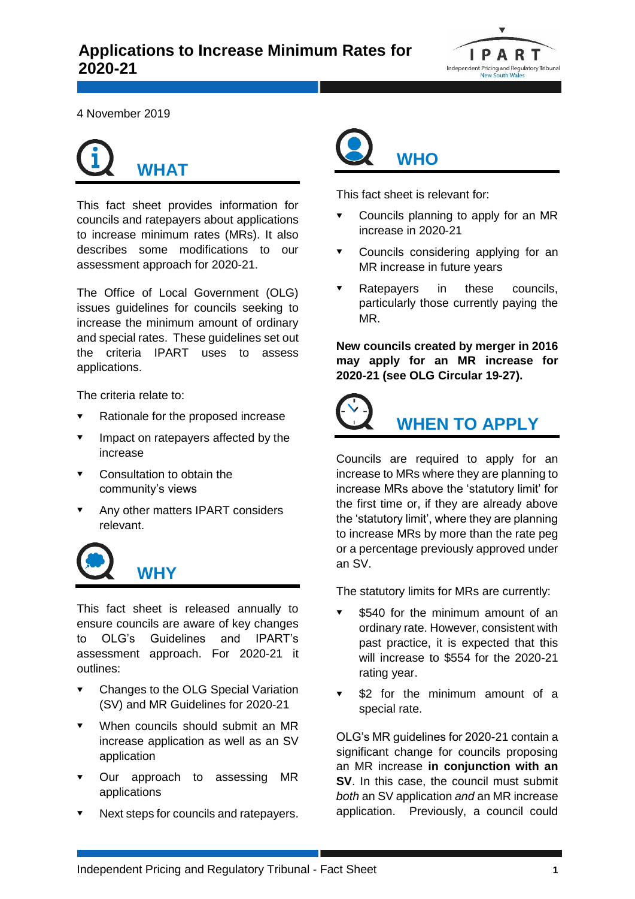# Applications to Increase Minimum Rates for 2020-21

4 November 2019

## WHAT

This fact sheet provides information for councils and ratepayers about applications to increase minimum rates (MRs). It also describes some modifications to our assessment approach for 2020-21.

The Office of Local Government (OLG) issues guidelines for councils seeking to increase the minimum amount of ordinary and special rates. These guidelines set out the criteria IPART uses to assess applications.

The criteria relate to:

- Rationale for the proposed increase
- Impact on ratepayers affected by the increase
- Consultation to obtain the community's views
- Any other matters IPART considers relevant.

## WHY

This fact sheet is released annually to ensure councils are aware of key changes to OLG's Guidelines and IPART's assessment approach. For 2020-21 it outlines:

- Changes to the OLG Special Variation (SV) and MR Guidelines for 2020-21
- When councils should submit an MR increase application as well as an SV application
- Our approach to assessing MR applications
- Next steps for councils and ratepayers.

## WHO

This fact sheet is relevant for:

- Councils planning to apply for an MR increase in 2020-21
- Councils considering applying for an MR increase in future years
- Ratepayers in these councils, particularly those currently paying the MR.

**New councils created by merger in 2016 may apply for an MR increase for 2020-21 (see OLG Circular 19-27).**

## WHEN TO APPLY

Councils are required to apply for an increase to MRs where they are planning to increase MRs above the 'statutory limit' for the first time or, if they are already above the 'statutory limit', where they are planning to increase MRs by more than the rate peg or a percentage previously approved under an SV.

The statutory limits for MRs are currently:

- $540 for the minimum amount of an ordinary rate. However, consistent with past practice, it is expected that this will increase to $554 for the 2020-21 rating year.
- $2 for the minimum amount of a special rate.

OLG's MR guidelines for 2020-21 contain a significant change for councils proposing an MR increase **in conjunction with an SV**. In this case, the council must submit *both* an SV application *and* an MR increase application. Previously, a council could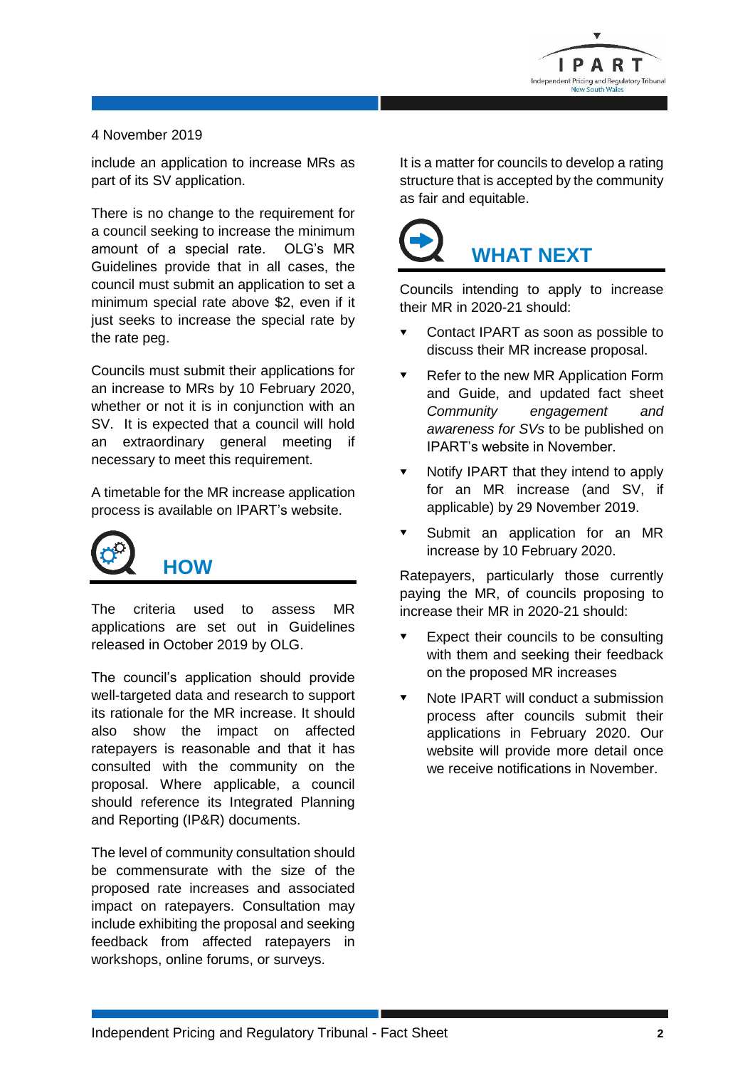4 November 2019

include an application to increase MRs as part of its SV application.

There is no change to the requirement for a council seeking to increase the minimum amount of a special rate. OLG's MR Guidelines provide that in all cases, the council must submit an application to set a minimum special rate above $2, even if it just seeks to increase the special rate by the rate peg.

Councils must submit their applications for an increase to MRs by 10 February 2020, whether or not it is in conjunction with an SV. It is expected that a council will hold an extraordinary general meeting if necessary to meet this requirement.

A timetable for the MR increase application process is available on IPART's website.

## HOW

The criteria used to assess MR applications are set out in Guidelines released in October 2019 by OLG.

The council's application should provide well-targeted data and research to support its rationale for the MR increase. It should also show the impact on affected ratepayers is reasonable and that it has consulted with the community on the proposal. Where applicable, a council should reference its Integrated Planning and Reporting (IP&R) documents.

The level of community consultation should be commensurate with the size of the proposed rate increases and associated impact on ratepayers. Consultation may include exhibiting the proposal and seeking feedback from affected ratepayers in workshops, online forums, or surveys.

It is a matter for councils to develop a rating structure that is accepted by the community as fair and equitable.

## WHAT NEXT

Councils intending to apply to increase their MR in 2020-21 should:

- Contact IPART as soon as possible to discuss their MR increase proposal.
- Refer to the new MR Application Form and Guide, and updated fact sheet *Community engagement and awareness for SVs* to be published on IPART's website in November.
- Notify IPART that they intend to apply for an MR increase (and SV, if applicable) by 29 November 2019.
- Submit an application for an MR increase by 10 February 2020.

Ratepayers, particularly those currently paying the MR, of councils proposing to increase their MR in 2020-21 should:

- Expect their councils to be consulting with them and seeking their feedback on the proposed MR increases
- Note IPART will conduct a submission process after councils submit their applications in February 2020. Our website will provide more detail once we receive notifications in November.